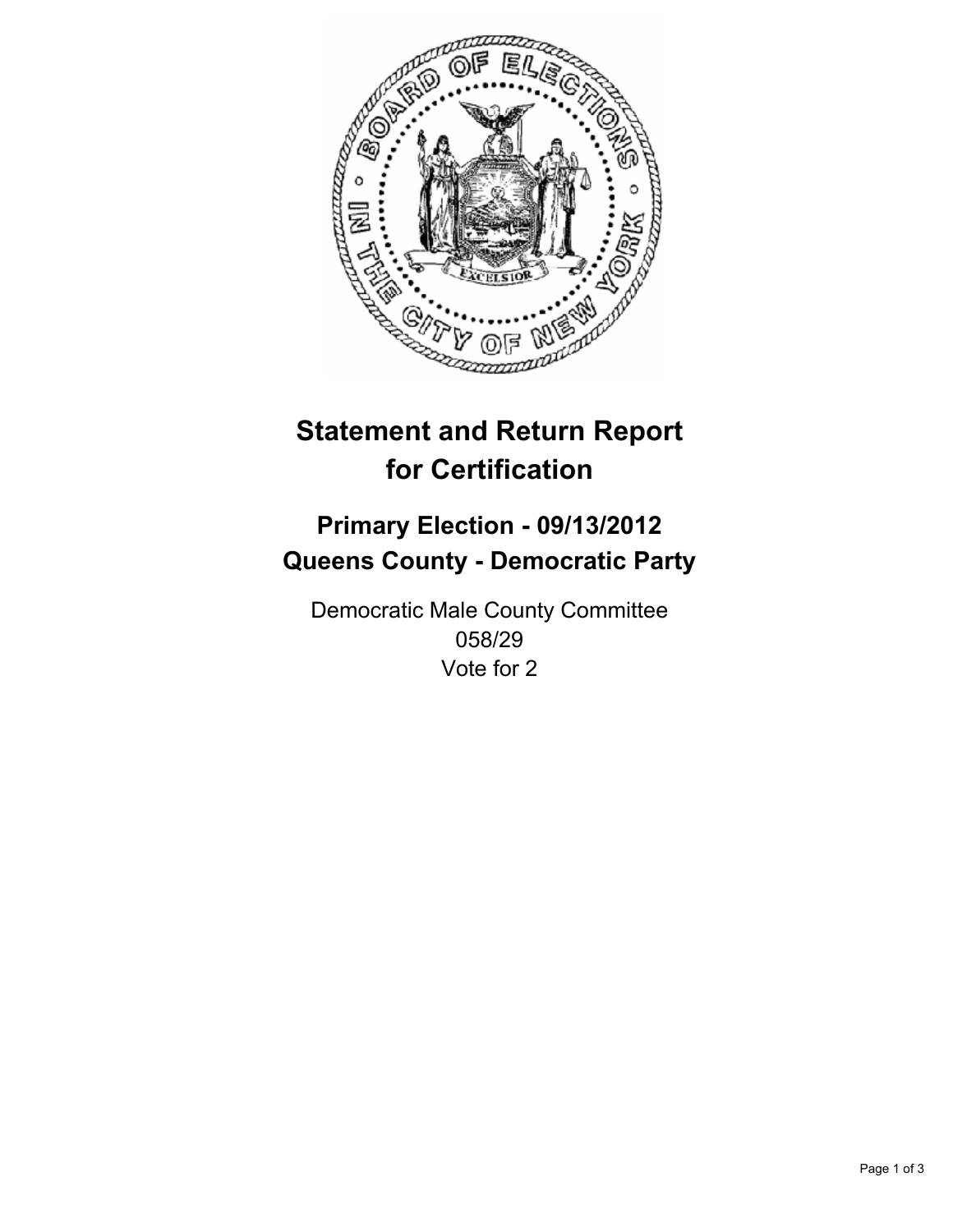# Statement and Return Report for Certification

## Primary Election - 09/13/2012
## Queens County - Democratic Party

Democratic Male County Committee
058/29
Vote for 2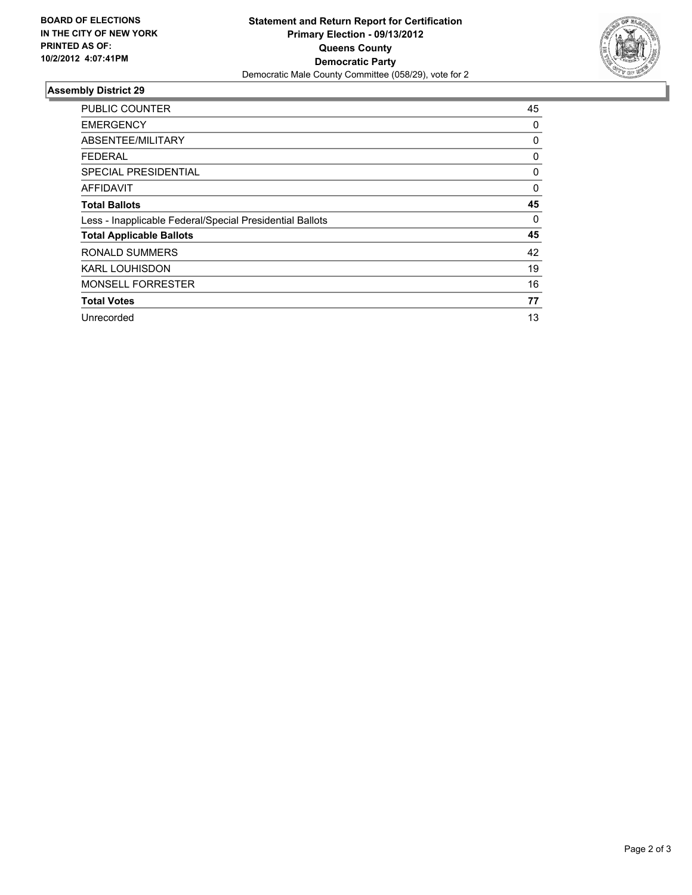**BOARD OF ELECTIONS IN THE CITY OF NEW YORK PRINTED AS OF: 10/2/2012 4:07:41PM**

**Statement and Return Report for Certification**
**Primary Election - 09/13/2012**
**Queens County**
**Democratic Party**
Democratic Male County Committee (058/29), vote for 2

## Assembly District 29

| | |
|---|---|
| PUBLIC COUNTER | 45 |
| EMERGENCY | 0 |
| ABSENTEE/MILITARY | 0 |
| FEDERAL | 0 |
| SPECIAL PRESIDENTIAL | 0 |
| AFFIDAVIT | 0 |
| **Total Ballots** | **45** |
| Less - Inapplicable Federal/Special Presidential Ballots | 0 |
| **Total Applicable Ballots** | **45** |
| RONALD SUMMERS | 42 |
| KARL LOUHISDON | 19 |
| MONSELL FORRESTER | 16 |
| **Total Votes** | **77** |
| Unrecorded | 13 |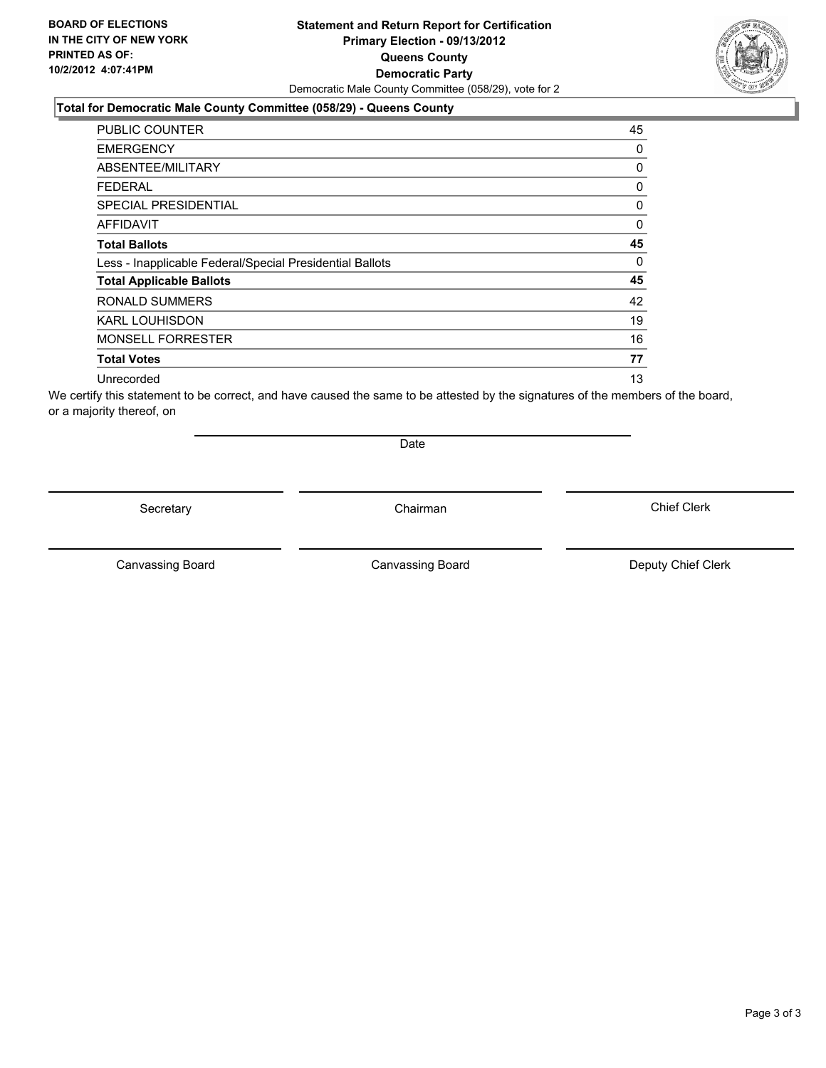**BOARD OF ELECTIONS IN THE CITY OF NEW YORK PRINTED AS OF: 10/2/2012 4:07:41PM**

**Statement and Return Report for Certification Primary Election - 09/13/2012 Queens County Democratic Party**

Democratic Male County Committee (058/29), vote for 2

**Total for Democratic Male County Committee (058/29) - Queens County**

| | |
|---|---|
| PUBLIC COUNTER | 45 |
| EMERGENCY | 0 |
| ABSENTEE/MILITARY | 0 |
| FEDERAL | 0 |
| SPECIAL PRESIDENTIAL | 0 |
| AFFIDAVIT | 0 |
| **Total Ballots** | **45** |
| Less - Inapplicable Federal/Special Presidential Ballots | 0 |
| **Total Applicable Ballots** | **45** |
| RONALD SUMMERS | 42 |
| KARL LOUHISDON | 19 |
| MONSELL FORRESTER | 16 |
| **Total Votes** | **77** |
| Unrecorded | 13 |

We certify this statement to be correct, and have caused the same to be attested by the signatures of the members of the board, or a majority thereof, on

Date

Secretary | Chairman | Chief Clerk

Canvassing Board | Canvassing Board | Deputy Chief Clerk